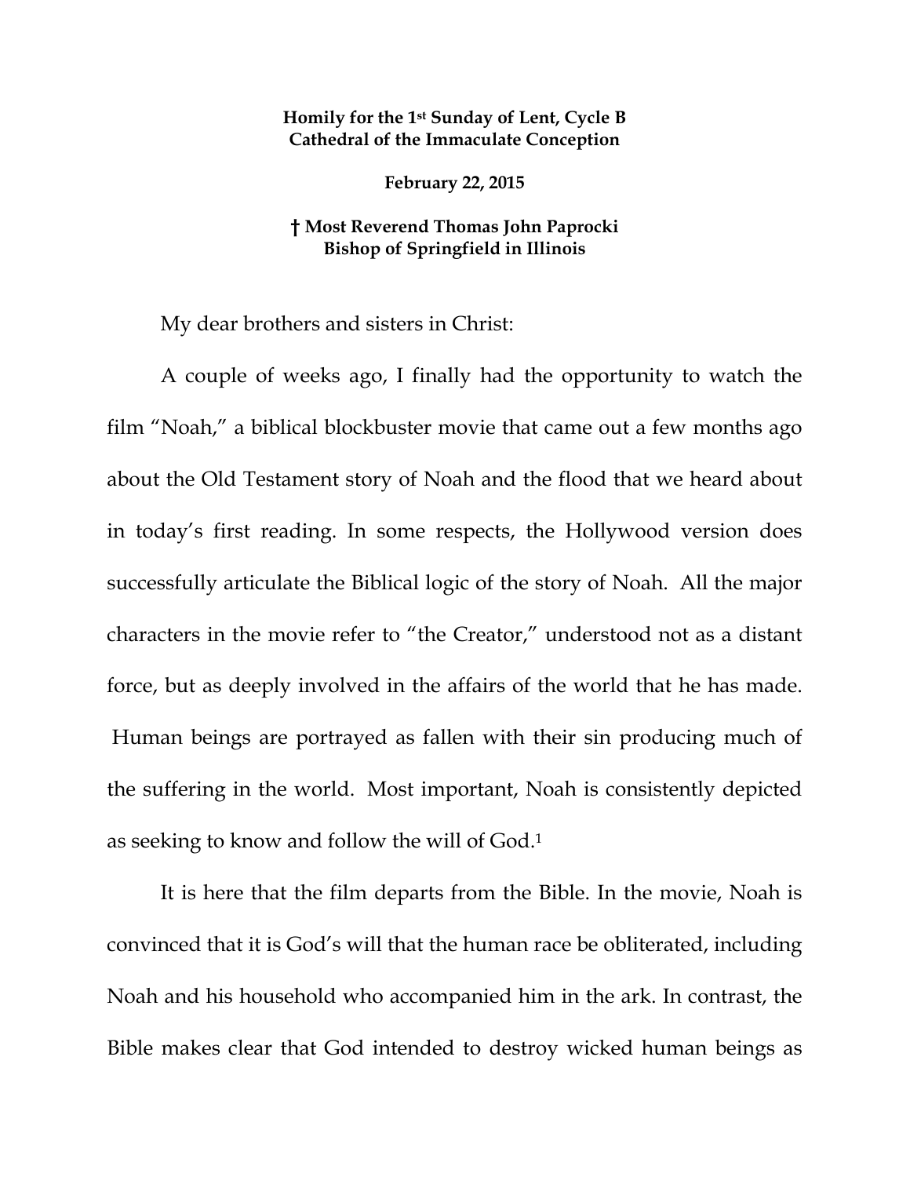**Homily for the 1st Sunday of Lent, Cycle B**
**Cathedral of the Immaculate Conception**

**February 22, 2015**

**† Most Reverend Thomas John Paprocki**
**Bishop of Springfield in Illinois**

My dear brothers and sisters in Christ:

A couple of weeks ago, I finally had the opportunity to watch the film "Noah," a biblical blockbuster movie that came out a few months ago about the Old Testament story of Noah and the flood that we heard about in today's first reading. In some respects, the Hollywood version does successfully articulate the Biblical logic of the story of Noah. All the major characters in the movie refer to "the Creator," understood not as a distant force, but as deeply involved in the affairs of the world that he has made. Human beings are portrayed as fallen with their sin producing much of the suffering in the world. Most important, Noah is consistently depicted as seeking to know and follow the will of God.[1]

It is here that the film departs from the Bible. In the movie, Noah is convinced that it is God's will that the human race be obliterated, including Noah and his household who accompanied him in the ark. In contrast, the Bible makes clear that God intended to destroy wicked human beings as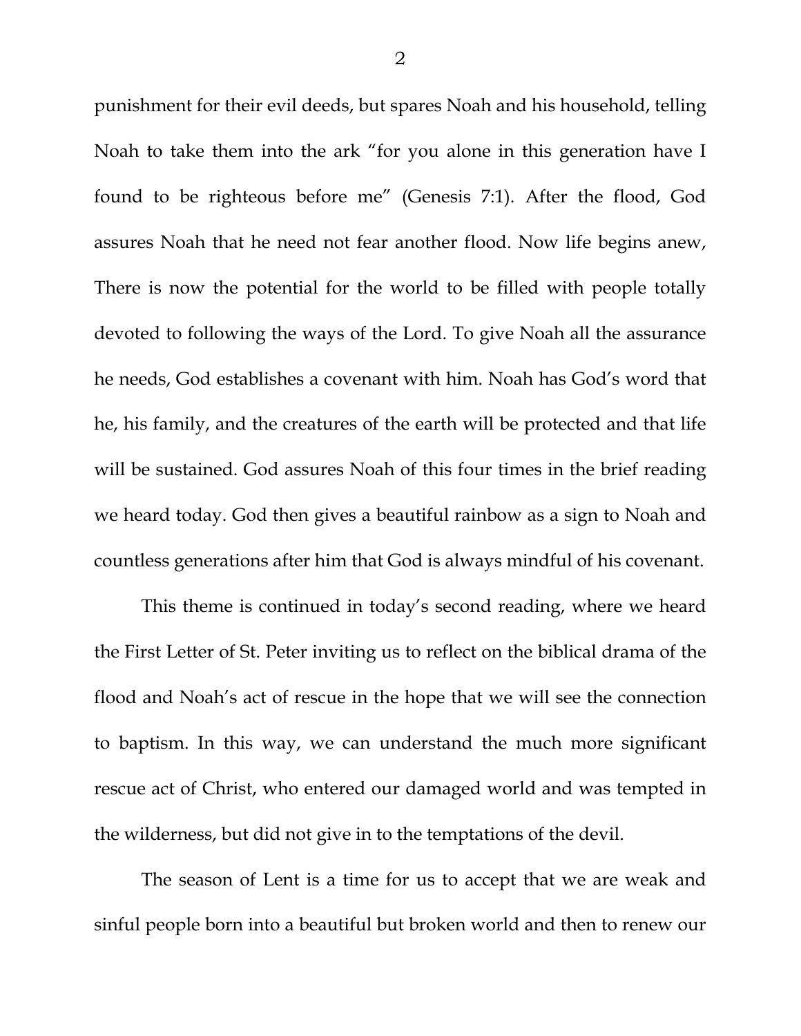punishment for their evil deeds, but spares Noah and his household, telling Noah to take them into the ark "for you alone in this generation have I found to be righteous before me" (Genesis 7:1). After the flood, God assures Noah that he need not fear another flood. Now life begins anew, There is now the potential for the world to be filled with people totally devoted to following the ways of the Lord. To give Noah all the assurance he needs, God establishes a covenant with him. Noah has God's word that he, his family, and the creatures of the earth will be protected and that life will be sustained. God assures Noah of this four times in the brief reading we heard today. God then gives a beautiful rainbow as a sign to Noah and countless generations after him that God is always mindful of his covenant.

This theme is continued in today's second reading, where we heard the First Letter of St. Peter inviting us to reflect on the biblical drama of the flood and Noah's act of rescue in the hope that we will see the connection to baptism. In this way, we can understand the much more significant rescue act of Christ, who entered our damaged world and was tempted in the wilderness, but did not give in to the temptations of the devil.

The season of Lent is a time for us to accept that we are weak and sinful people born into a beautiful but broken world and then to renew our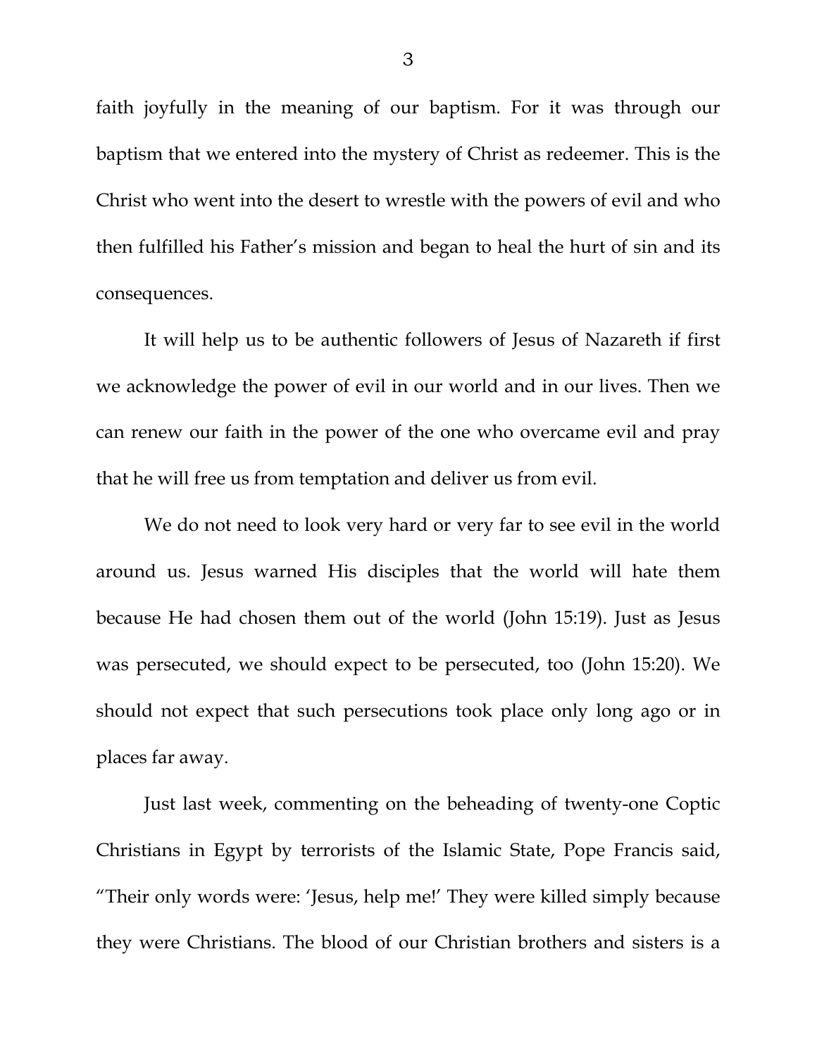faith joyfully in the meaning of our baptism. For it was through our baptism that we entered into the mystery of Christ as redeemer. This is the Christ who went into the desert to wrestle with the powers of evil and who then fulfilled his Father's mission and began to heal the hurt of sin and its consequences.

It will help us to be authentic followers of Jesus of Nazareth if first we acknowledge the power of evil in our world and in our lives. Then we can renew our faith in the power of the one who overcame evil and pray that he will free us from temptation and deliver us from evil.

We do not need to look very hard or very far to see evil in the world around us. Jesus warned His disciples that the world will hate them because He had chosen them out of the world (John 15:19). Just as Jesus was persecuted, we should expect to be persecuted, too (John 15:20). We should not expect that such persecutions took place only long ago or in places far away.

Just last week, commenting on the beheading of twenty-one Coptic Christians in Egypt by terrorists of the Islamic State, Pope Francis said, "Their only words were: 'Jesus, help me!' They were killed simply because they were Christians. The blood of our Christian brothers and sisters is a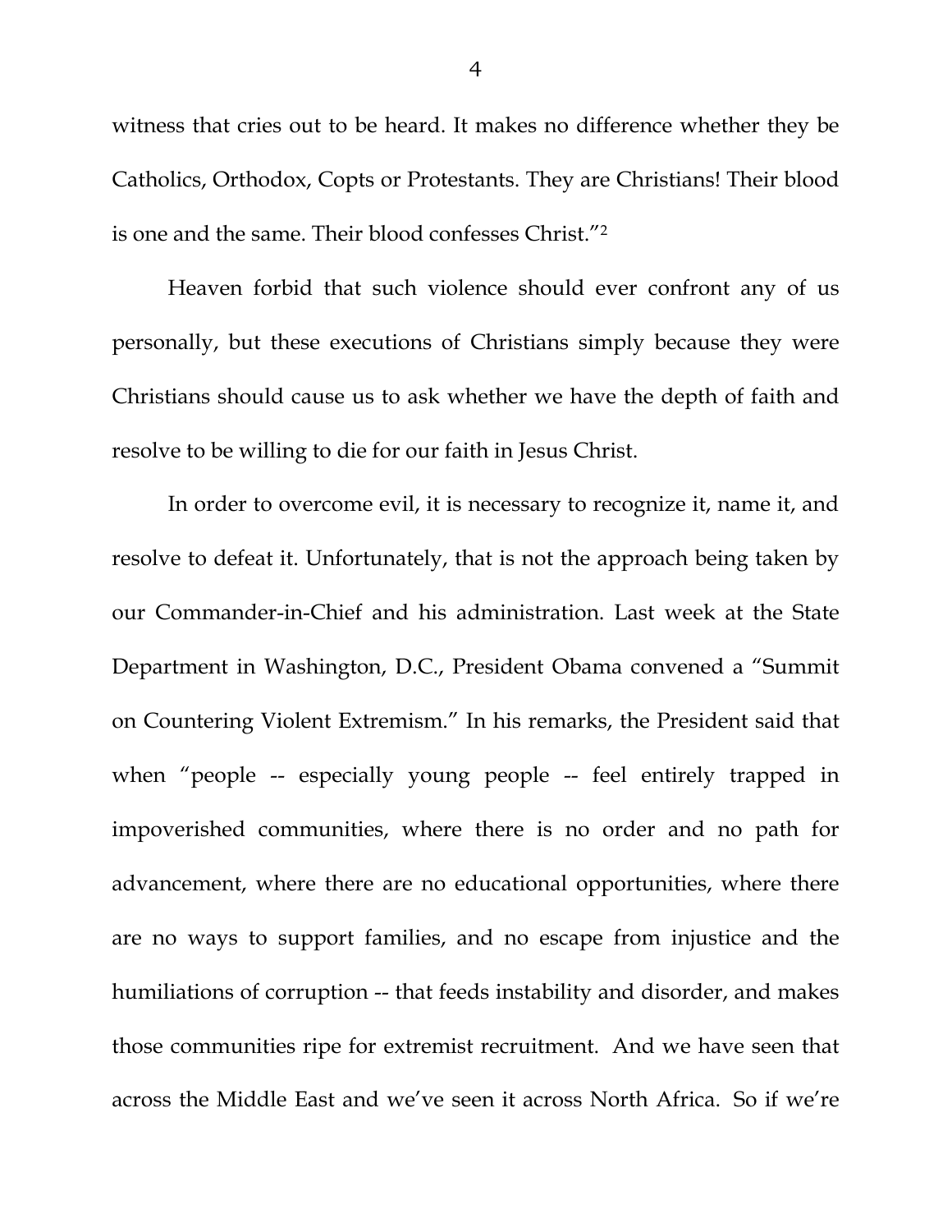witness that cries out to be heard. It makes no difference whether they be Catholics, Orthodox, Copts or Protestants. They are Christians! Their blood is one and the same. Their blood confesses Christ."[2]

Heaven forbid that such violence should ever confront any of us personally, but these executions of Christians simply because they were Christians should cause us to ask whether we have the depth of faith and resolve to be willing to die for our faith in Jesus Christ.

In order to overcome evil, it is necessary to recognize it, name it, and resolve to defeat it. Unfortunately, that is not the approach being taken by our Commander-in-Chief and his administration. Last week at the State Department in Washington, D.C., President Obama convened a "Summit on Countering Violent Extremism." In his remarks, the President said that when "people -- especially young people -- feel entirely trapped in impoverished communities, where there is no order and no path for advancement, where there are no educational opportunities, where there are no ways to support families, and no escape from injustice and the humiliations of corruption -- that feeds instability and disorder, and makes those communities ripe for extremist recruitment. And we have seen that across the Middle East and we've seen it across North Africa. So if we're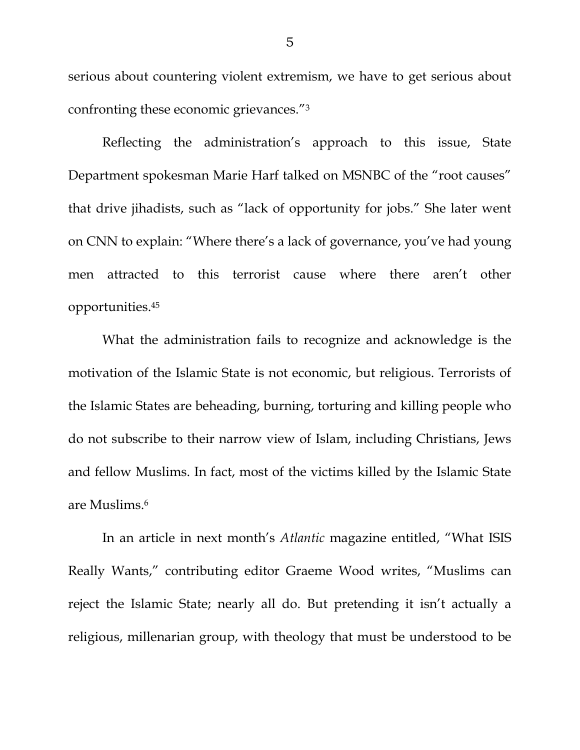serious about countering violent extremism, we have to get serious about confronting these economic grievances."[3]

Reflecting the administration's approach to this issue, State Department spokesman Marie Harf talked on MSNBC of the "root causes" that drive jihadists, such as "lack of opportunity for jobs." She later went on CNN to explain: "Where there's a lack of governance, you've had young men attracted to this terrorist cause where there aren't other opportunities.[45]

What the administration fails to recognize and acknowledge is the motivation of the Islamic State is not economic, but religious. Terrorists of the Islamic States are beheading, burning, torturing and killing people who do not subscribe to their narrow view of Islam, including Christians, Jews and fellow Muslims. In fact, most of the victims killed by the Islamic State are Muslims.[6]

In an article in next month's *Atlantic* magazine entitled, "What ISIS Really Wants," contributing editor Graeme Wood writes, "Muslims can reject the Islamic State; nearly all do. But pretending it isn't actually a religious, millenarian group, with theology that must be understood to be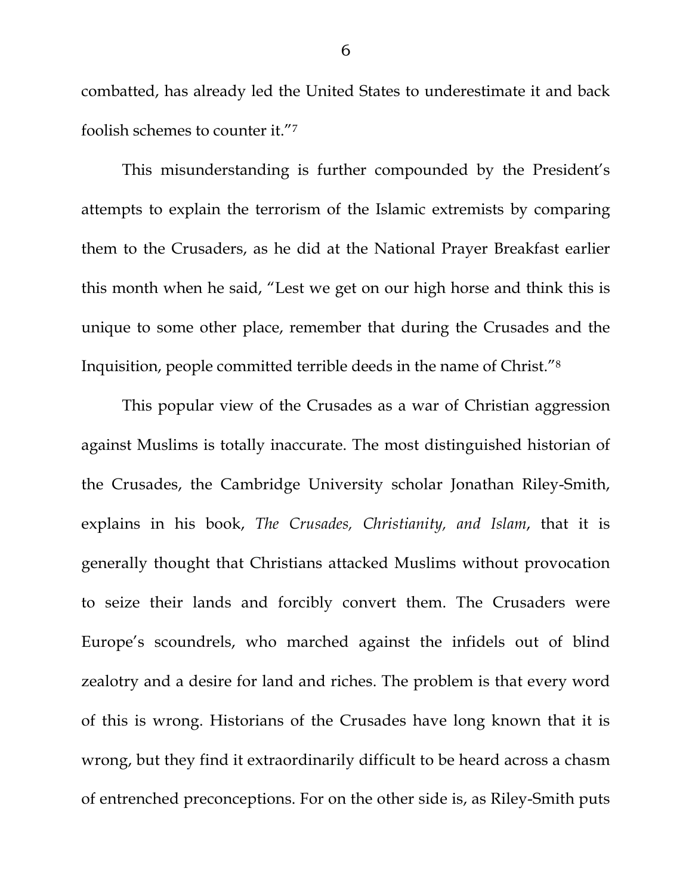combatted, has already led the United States to underestimate it and back foolish schemes to counter it."[7]

This misunderstanding is further compounded by the President's attempts to explain the terrorism of the Islamic extremists by comparing them to the Crusaders, as he did at the National Prayer Breakfast earlier this month when he said, "Lest we get on our high horse and think this is unique to some other place, remember that during the Crusades and the Inquisition, people committed terrible deeds in the name of Christ."[8]

This popular view of the Crusades as a war of Christian aggression against Muslims is totally inaccurate. The most distinguished historian of the Crusades, the Cambridge University scholar Jonathan Riley-Smith, explains in his book, *The Crusades, Christianity, and Islam*, that it is generally thought that Christians attacked Muslims without provocation to seize their lands and forcibly convert them. The Crusaders were Europe's scoundrels, who marched against the infidels out of blind zealotry and a desire for land and riches. The problem is that every word of this is wrong. Historians of the Crusades have long known that it is wrong, but they find it extraordinarily difficult to be heard across a chasm of entrenched preconceptions. For on the other side is, as Riley-Smith puts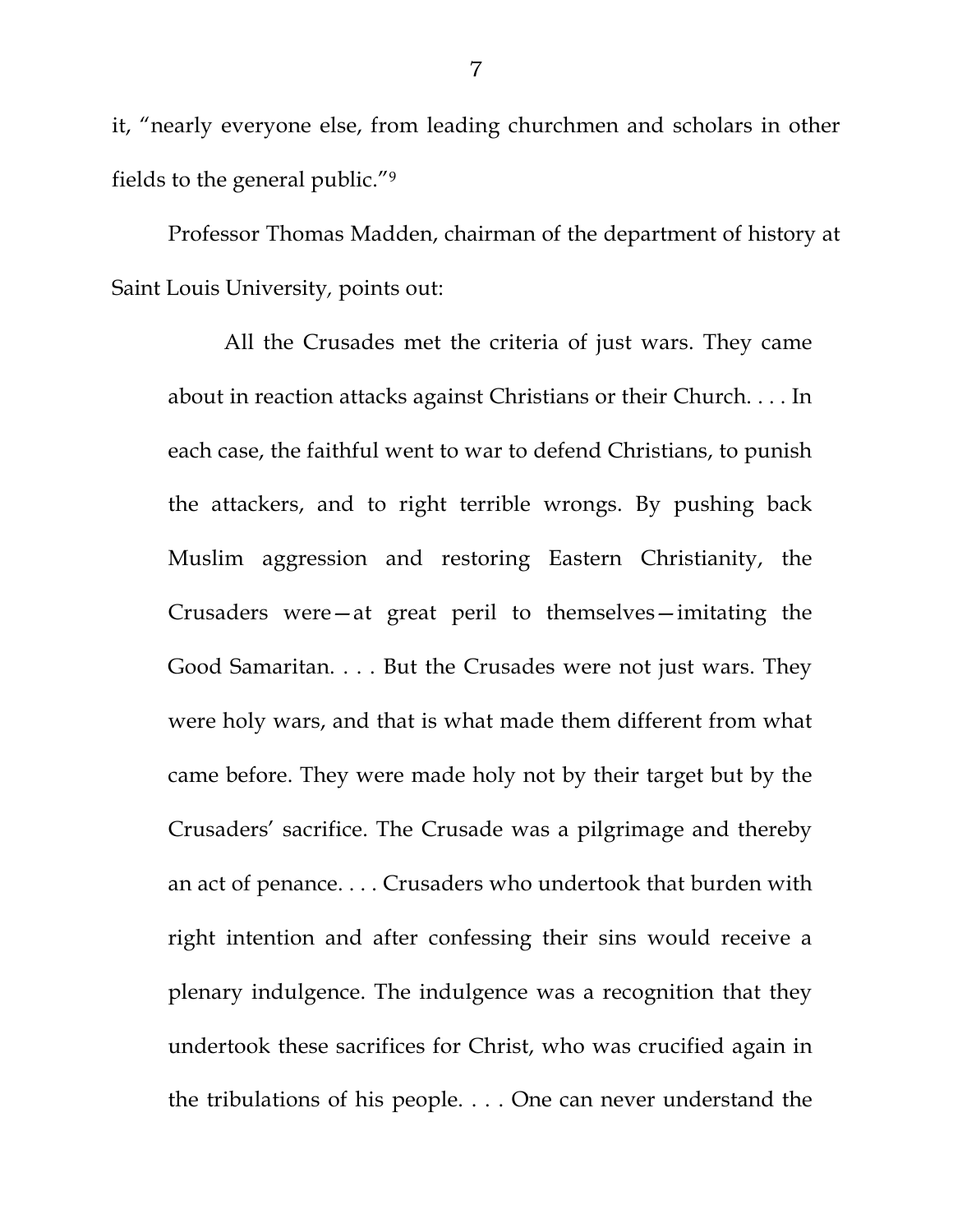it, "nearly everyone else, from leading churchmen and scholars in other fields to the general public."[9]

Professor Thomas Madden, chairman of the department of history at Saint Louis University, points out:

> All the Crusades met the criteria of just wars. They came about in reaction attacks against Christians or their Church. . . . In each case, the faithful went to war to defend Christians, to punish the attackers, and to right terrible wrongs. By pushing back Muslim aggression and restoring Eastern Christianity, the Crusaders were—at great peril to themselves—imitating the Good Samaritan. . . . But the Crusades were not just wars. They were holy wars, and that is what made them different from what came before. They were made holy not by their target but by the Crusaders' sacrifice. The Crusade was a pilgrimage and thereby an act of penance. . . . Crusaders who undertook that burden with right intention and after confessing their sins would receive a plenary indulgence. The indulgence was a recognition that they undertook these sacrifices for Christ, who was crucified again in the tribulations of his people. . . . One can never understand the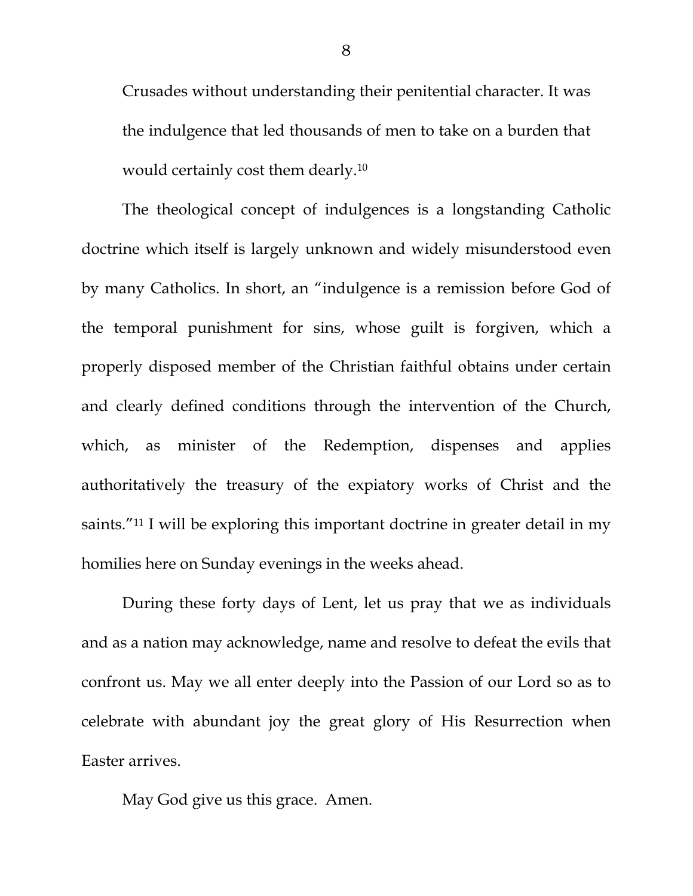Crusades without understanding their penitential character. It was the indulgence that led thousands of men to take on a burden that would certainly cost them dearly.[10]

The theological concept of indulgences is a longstanding Catholic doctrine which itself is largely unknown and widely misunderstood even by many Catholics. In short, an "indulgence is a remission before God of the temporal punishment for sins, whose guilt is forgiven, which a properly disposed member of the Christian faithful obtains under certain and clearly defined conditions through the intervention of the Church, which, as minister of the Redemption, dispenses and applies authoritatively the treasury of the expiatory works of Christ and the saints."[11] I will be exploring this important doctrine in greater detail in my homilies here on Sunday evenings in the weeks ahead.

During these forty days of Lent, let us pray that we as individuals and as a nation may acknowledge, name and resolve to defeat the evils that confront us. May we all enter deeply into the Passion of our Lord so as to celebrate with abundant joy the great glory of His Resurrection when Easter arrives.

May God give us this grace. Amen.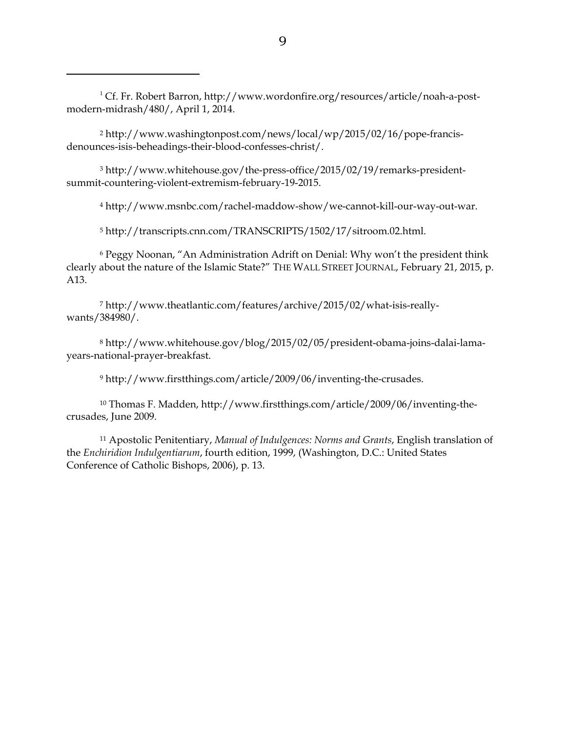[1] Cf. Fr. Robert Barron, http://www.wordonfire.org/resources/article/noah-a-post-modern-midrash/480/, April 1, 2014.

[2] http://www.washingtonpost.com/news/local/wp/2015/02/16/pope-francis-denounces-isis-beheadings-their-blood-confesses-christ/.

[3] http://www.whitehouse.gov/the-press-office/2015/02/19/remarks-president-summit-countering-violent-extremism-february-19-2015.

[4] http://www.msnbc.com/rachel-maddow-show/we-cannot-kill-our-way-out-war.

[5] http://transcripts.cnn.com/TRANSCRIPTS/1502/17/sitroom.02.html.

[6] Peggy Noonan, "An Administration Adrift on Denial: Why won't the president think clearly about the nature of the Islamic State?" THE WALL STREET JOURNAL, February 21, 2015, p. A13.

[7] http://www.theatlantic.com/features/archive/2015/02/what-isis-really-wants/384980/.

[8] http://www.whitehouse.gov/blog/2015/02/05/president-obama-joins-dalai-lama-years-national-prayer-breakfast.

[9] http://www.firstthings.com/article/2009/06/inventing-the-crusades.

[10] Thomas F. Madden, http://www.firstthings.com/article/2009/06/inventing-the-crusades, June 2009.

[11] Apostolic Penitentiary, *Manual of Indulgences: Norms and Grants*, English translation of the *Enchiridion Indulgentiarum*, fourth edition, 1999, (Washington, D.C.: United States Conference of Catholic Bishops, 2006), p. 13.